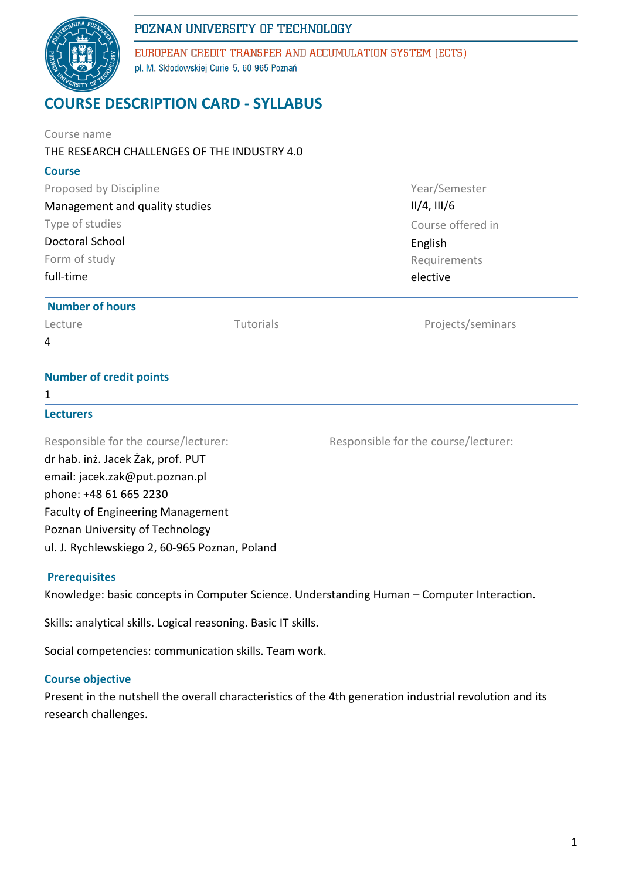POZNAN UNIVERSITY OF TECHNOLOGY

EUROPEAN CREDIT TRANSFER AND ACCUMULATION SYSTEM (ECTS)

pl. M. Skłodowskiej-Curie 5, 60-965 Poznań

# COURSE DESCRIPTION CARD - SYLLABUS

Course name

THE RESEARCH CHALLENGES OF THE INDUSTRY 4.0

## Course

Proposed by Discipline
Management and quality studies

Year/Semester
II/4, III/6

Type of studies
Doctoral School

Course offered in
English

Form of study
full-time

Requirements
elective

## Number of hours

| Lecture | Tutorials | Projects/seminars |
| --- | --- | --- |
| 4 | | |

## Number of credit points

1

## Lecturers

Responsible for the course/lecturer:
dr hab. inż. Jacek Żak, prof. PUT
email: jacek.zak@put.poznan.pl
phone: +48 61 665 2230
Faculty of Engineering Management
Poznan University of Technology
ul. J. Rychlewskiego 2, 60-965 Poznan, Poland

Responsible for the course/lecturer:

## Prerequisites

Knowledge: basic concepts in Computer Science. Understanding Human – Computer Interaction.

Skills: analytical skills. Logical reasoning. Basic IT skills.

Social competencies: communication skills. Team work.

## Course objective

Present in the nutshell the overall characteristics of the 4th generation industrial revolution and its research challenges.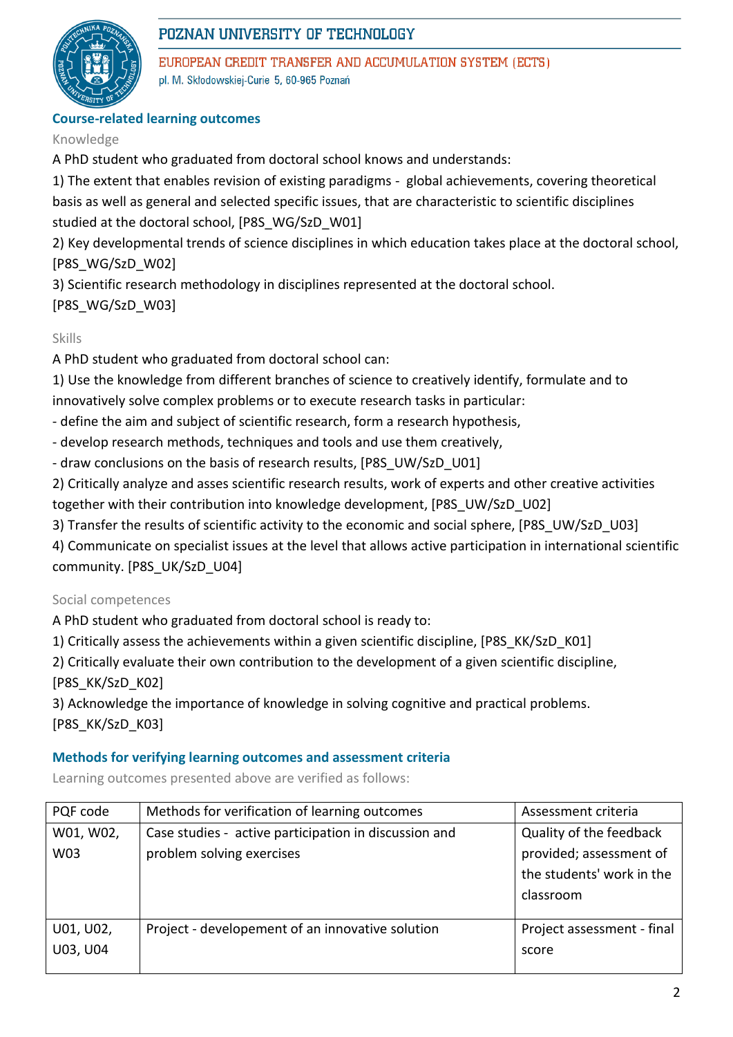## Course-related learning outcomes

### Knowledge

A PhD student who graduated from doctoral school knows and understands:

1) The extent that enables revision of existing paradigms - global achievements, covering theoretical basis as well as general and selected specific issues, that are characteristic to scientific disciplines studied at the doctoral school, [P8S_WG/SzD_W01]

2) Key developmental trends of science disciplines in which education takes place at the doctoral school, [P8S_WG/SzD_W02]

3) Scientific research methodology in disciplines represented at the doctoral school. [P8S_WG/SzD_W03]

### Skills

A PhD student who graduated from doctoral school can:

1) Use the knowledge from different branches of science to creatively identify, formulate and to innovatively solve complex problems or to execute research tasks in particular:

- define the aim and subject of scientific research, form a research hypothesis,
- develop research methods, techniques and tools and use them creatively,
- draw conclusions on the basis of research results, [P8S_UW/SzD_U01]

2) Critically analyze and asses scientific research results, work of experts and other creative activities together with their contribution into knowledge development, [P8S_UW/SzD_U02]

3) Transfer the results of scientific activity to the economic and social sphere, [P8S_UW/SzD_U03]

4) Communicate on specialist issues at the level that allows active participation in international scientific community. [P8S_UK/SzD_U04]

### Social competences

A PhD student who graduated from doctoral school is ready to:

1) Critically assess the achievements within a given scientific discipline, [P8S_KK/SzD_K01]

2) Critically evaluate their own contribution to the development of a given scientific discipline, [P8S_KK/SzD_K02]

3) Acknowledge the importance of knowledge in solving cognitive and practical problems. [P8S_KK/SzD_K03]

## Methods for verifying learning outcomes and assessment criteria

Learning outcomes presented above are verified as follows:

| PQF code | Methods for verification of learning outcomes | Assessment criteria |
|---|---|---|
| W01, W02, W03 | Case studies - active participation in discussion and problem solving exercises | Quality of the feedback provided; assessment of the students' work in the classroom |
| U01, U02, U03, U04 | Project - developement of an innovative solution | Project assessment - final score |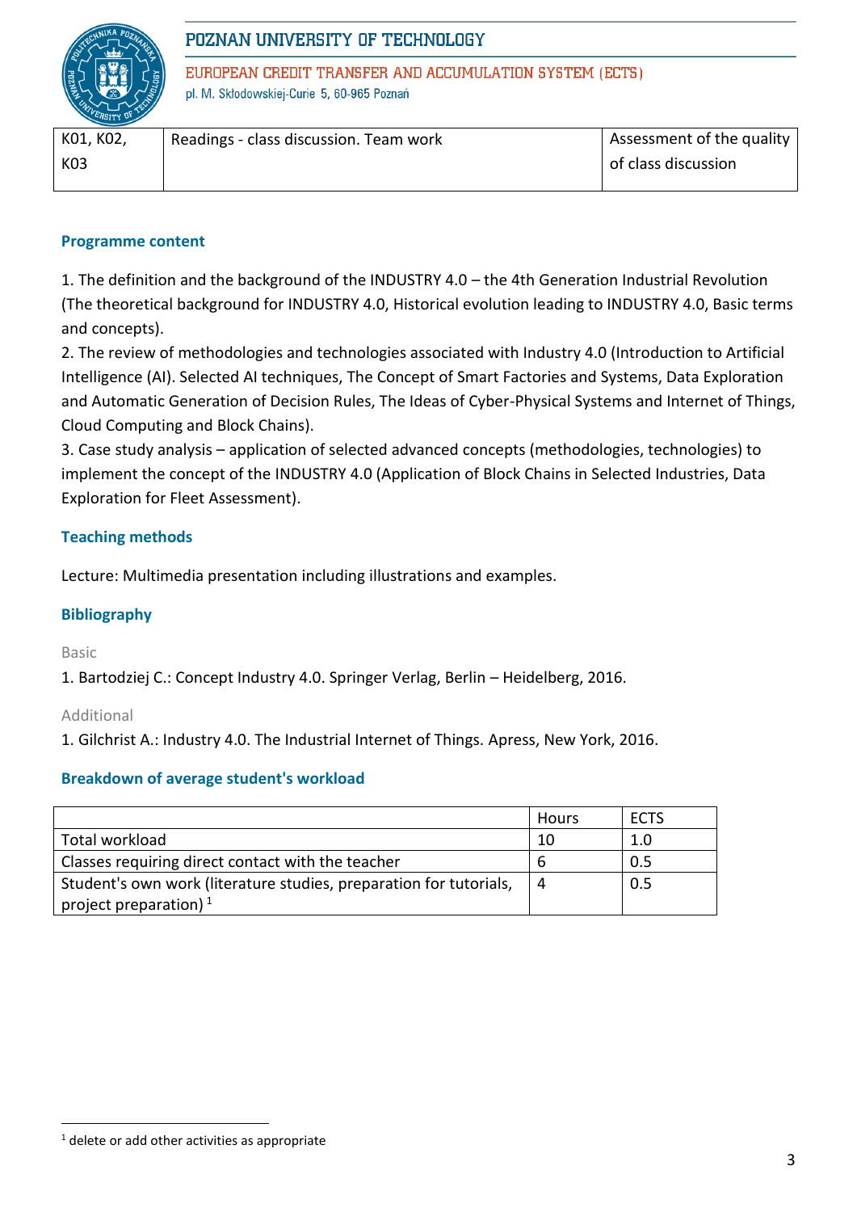| | | |
|---|---|---|
| K01, K02, K03 | Readings - class discussion. Team work | Assessment of the quality of class discussion |

## Programme content

1. The definition and the background of the INDUSTRY 4.0 – the 4th Generation Industrial Revolution (The theoretical background for INDUSTRY 4.0, Historical evolution leading to INDUSTRY 4.0, Basic terms and concepts).
2. The review of methodologies and technologies associated with Industry 4.0 (Introduction to Artificial Intelligence (AI). Selected AI techniques, The Concept of Smart Factories and Systems, Data Exploration and Automatic Generation of Decision Rules, The Ideas of Cyber-Physical Systems and Internet of Things, Cloud Computing and Block Chains).
3. Case study analysis – application of selected advanced concepts (methodologies, technologies) to implement the concept of the INDUSTRY 4.0 (Application of Block Chains in Selected Industries, Data Exploration for Fleet Assessment).

## Teaching methods

Lecture: Multimedia presentation including illustrations and examples.

## Bibliography

Basic

1. Bartodziej C.: Concept Industry 4.0. Springer Verlag, Berlin – Heidelberg, 2016.

Additional

1. Gilchrist A.: Industry 4.0. The Industrial Internet of Things. Apress, New York, 2016.

## Breakdown of average student's workload

| | Hours | ECTS |
|---|---|---|
| Total workload | 10 | 1.0 |
| Classes requiring direct contact with the teacher | 6 | 0.5 |
| Student's own work (literature studies, preparation for tutorials, project preparation) [1] | 4 | 0.5 |

[1] delete or add other activities as appropriate